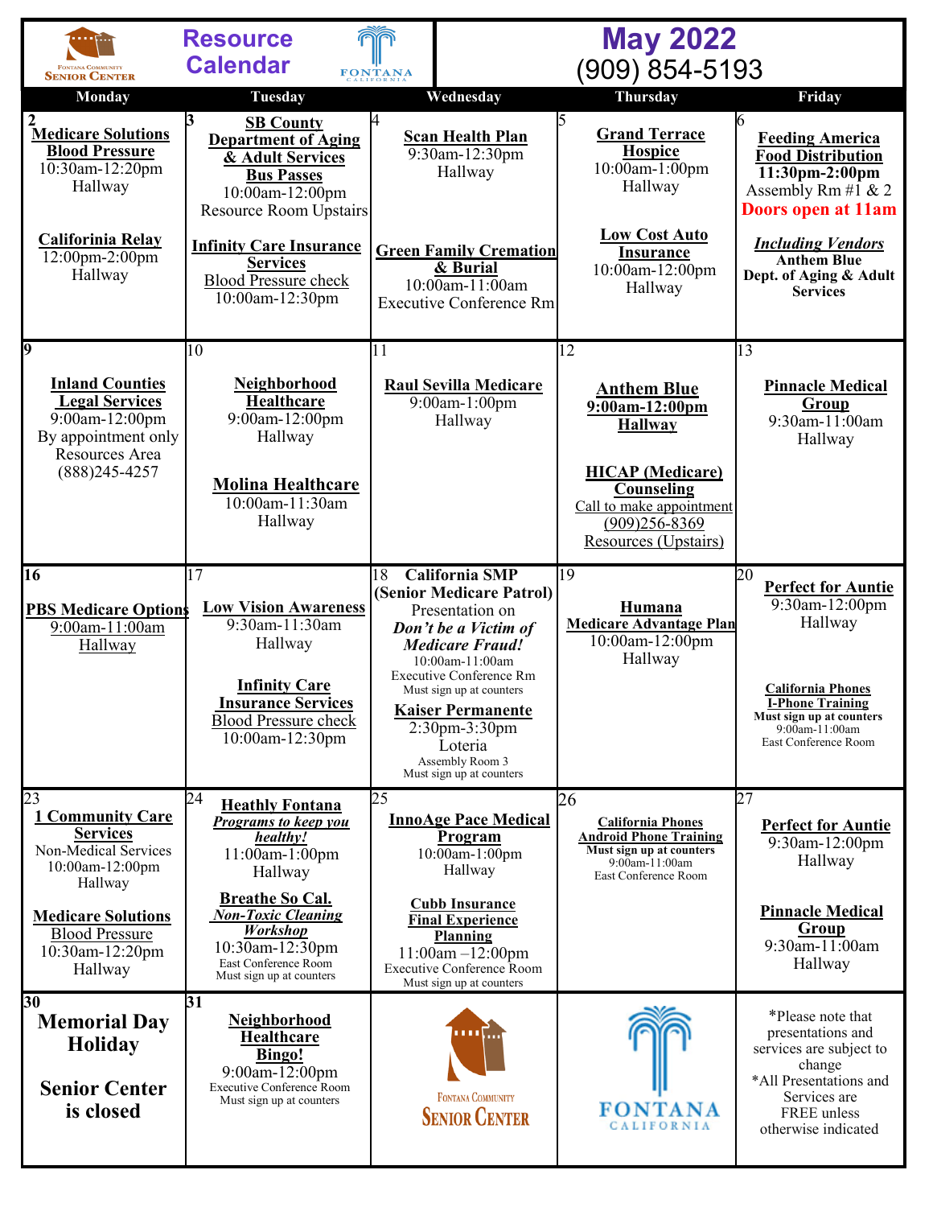# Resource Calendar

# May 2022
(909) 854-5193

| Monday | Tuesday | Wednesday | Thursday | Friday |
|---|---|---|---|---|
| **2**<br>**Medicare Solutions Blood Pressure**<br>10:30am-12:20pm<br>Hallway<br><br>**California Relay**<br>12:00pm-2:00pm<br>Hallway | **3**<br>**SB County Department of Aging & Adult Services Bus Passes**<br>10:00am-12:00pm<br>Resource Room Upstairs<br><br>**Infinity Care Insurance Services**<br>Blood Pressure check<br>10:00am-12:30pm | 4<br>**Scan Health Plan**<br>9:30am-12:30pm<br>Hallway<br><br>**Green Family Cremation & Burial**<br>10:00am-11:00am<br>Executive Conference Rm | 5<br>**Grand Terrace Hospice**<br>10:00am-1:00pm<br>Hallway<br><br>**Low Cost Auto Insurance**<br>10:00am-12:00pm<br>Hallway | 6<br>**Feeding America Food Distribution**<br>**11:30pm-2:00pm**<br>Assembly Rm #1 & 2<br>**Doors open at 11am**<br><br>***Including Vendors***<br>**Anthem Blue**<br>**Dept. of Aging & Adult Services** |
| **9**<br>**Inland Counties Legal Services**<br>9:00am-12:00pm<br>By appointment only<br>Resources Area<br>(888)245-4257 | 10<br>**Neighborhood Healthcare**<br>9:00am-12:00pm<br>Hallway<br><br>**Molina Healthcare**<br>10:00am-11:30am<br>Hallway | 11<br>**Raul Sevilla Medicare**<br>9:00am-1:00pm<br>Hallway | 12<br>**Anthem Blue**<br>**9:00am-12:00pm**<br>**Hallway**<br><br>**HICAP (Medicare) Counseling**<br>Call to make appointment<br>(909)256-8369<br>Resources (Upstairs) | 13<br>**Pinnacle Medical Group**<br>9:30am-11:00am<br>Hallway |
| **16**<br>**PBS Medicare Options**<br>9:00am-11:00am<br>Hallway | 17<br>**Low Vision Awareness**<br>9:30am-11:30am<br>Hallway<br><br>**Infinity Care Insurance Services**<br>Blood Pressure check<br>10:00am-12:30pm | 18 **California SMP (Senior Medicare Patrol)**<br>Presentation on<br>***Don't be a Victim of Medicare Fraud!***<br>10:00am-11:00am<br>Executive Conference Rm<br>Must sign up at counters<br>**Kaiser Permanente**<br>2:30pm-3:30pm<br>Loteria<br>Assembly Room 3<br>Must sign up at counters | 19<br>**Humana Medicare Advantage Plan**<br>10:00am-12:00pm<br>Hallway | 20<br>**Perfect for Auntie**<br>9:30am-12:00pm<br>Hallway<br><br>**California Phones I-Phone Training**<br>**Must sign up at counters**<br>9:00am-11:00am<br>East Conference Room |
| 23<br>**1 Community Care Services**<br>Non-Medical Services<br>10:00am-12:00pm<br>Hallway<br><br>**Medicare Solutions**<br>Blood Pressure<br>10:30am-12:20pm<br>Hallway | 24<br>**Heathly Fontana**<br>***Programs to keep you healthy!***<br>11:00am-1:00pm<br>Hallway<br><br>**Breathe So Cal.**<br>***Non-Toxic Cleaning Workshop***<br>10:30am-12:30pm<br>East Conference Room<br>Must sign up at counters | 25<br>**InnoAge Pace Medical Program**<br>10:00am-1:00pm<br>Hallway<br><br>**Cubb Insurance Final Experience Planning**<br>11:00am –12:00pm<br>Executive Conference Room<br>Must sign up at counters | 26<br>**California Phones Android Phone Training**<br>**Must sign up at counters**<br>9:00am-11:00am<br>East Conference Room | 27<br>**Perfect for Auntie**<br>9:30am-12:00pm<br>Hallway<br><br>**Pinnacle Medical Group**<br>9:30am-11:00am<br>Hallway |
| **30**<br>**Memorial Day Holiday**<br><br>**Senior Center is closed** | **31**<br>**Neighborhood Healthcare Bingo!**<br>9:00am-12:00pm<br>Executive Conference Room<br>Must sign up at counters | Fontana Community Senior Center | Fontana California | *Please note that presentations and services are subject to change<br>*All Presentations and Services are FREE unless otherwise indicated |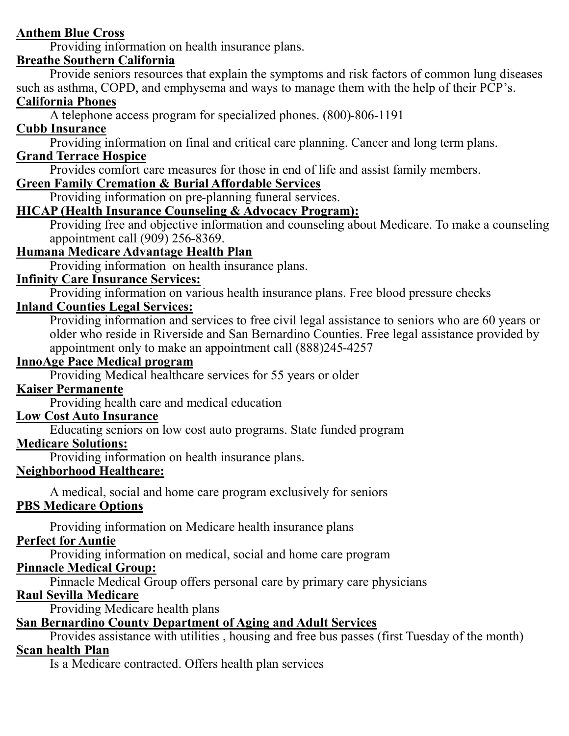**Anthem Blue Cross**

Providing information on health insurance plans.

**Breathe Southern California**

Provide seniors resources that explain the symptoms and risk factors of common lung diseases such as asthma, COPD, and emphysema and ways to manage them with the help of their PCP's.

**California Phones**

A telephone access program for specialized phones. (800)-806-1191

**Cubb Insurance**

Providing information on final and critical care planning. Cancer and long term plans.

**Grand Terrace Hospice**

Provides comfort care measures for those in end of life and assist family members.

**Green Family Cremation & Burial Affordable Services**

Providing information on pre-planning funeral services.

**HICAP (Health Insurance Counseling & Advocacy Program):**

Providing free and objective information and counseling about Medicare. To make a counseling appointment call (909) 256-8369.

**Humana Medicare Advantage Health Plan**

Providing information on health insurance plans.

**Infinity Care Insurance Services:**

Providing information on various health insurance plans. Free blood pressure checks

**Inland Counties Legal Services:**

Providing information and services to free civil legal assistance to seniors who are 60 years or older who reside in Riverside and San Bernardino Counties. Free legal assistance provided by appointment only to make an appointment call (888)245-4257

**InnoAge Pace Medical program**

Providing Medical healthcare services for 55 years or older

**Kaiser Permanente**

Providing health care and medical education

**Low Cost Auto Insurance**

Educating seniors on low cost auto programs. State funded program

**Medicare Solutions:**

Providing information on health insurance plans.

**Neighborhood Healthcare:**

A medical, social and home care program exclusively for seniors

**PBS Medicare Options**

Providing information on Medicare health insurance plans

**Perfect for Auntie**

Providing information on medical, social and home care program

**Pinnacle Medical Group:**

Pinnacle Medical Group offers personal care by primary care physicians

**Raul Sevilla Medicare**

Providing Medicare health plans

**San Bernardino County Department of Aging and Adult Services**

Provides assistance with utilities , housing and free bus passes (first Tuesday of the month)

**Scan health Plan**

Is a Medicare contracted. Offers health plan services